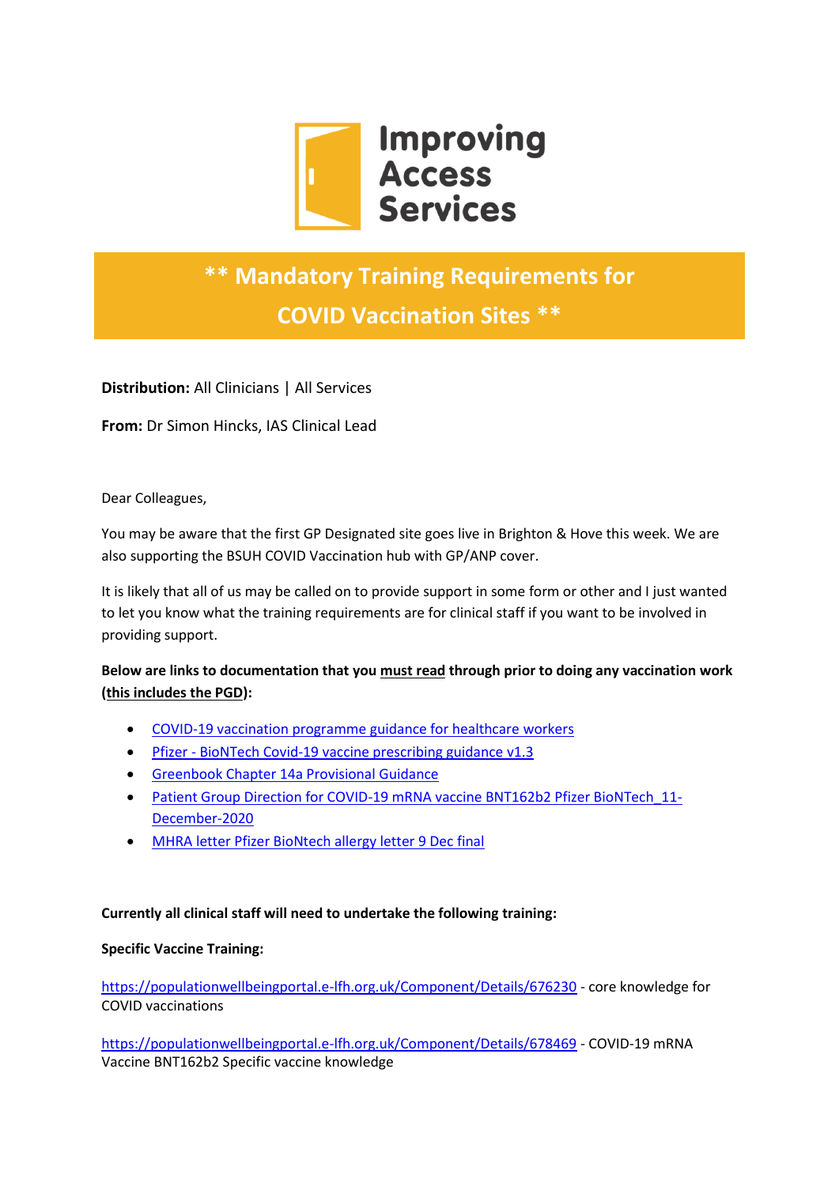Improving Access Services

# ** Mandatory Training Requirements for COVID Vaccination Sites **

**Distribution:** All Clinicians | All Services

**From:** Dr Simon Hincks, IAS Clinical Lead

Dear Colleagues,

You may be aware that the first GP Designated site goes live in Brighton & Hove this week. We are also supporting the BSUH COVID Vaccination hub with GP/ANP cover.

It is likely that all of us may be called on to provide support in some form or other and I just wanted to let you know what the training requirements are for clinical staff if you want to be involved in providing support.

**Below are links to documentation that you <u>must read</u> through prior to doing any vaccination work (<u>this includes the PGD</u>):**

- COVID-19 vaccination programme guidance for healthcare workers
- Pfizer - BioNTech Covid-19 vaccine prescribing guidance v1.3
- Greenbook Chapter 14a Provisional Guidance
- Patient Group Direction for COVID-19 mRNA vaccine BNT162b2 Pfizer BioNTech_11-December-2020
- MHRA letter Pfizer BioNtech allergy letter 9 Dec final

**Currently all clinical staff will need to undertake the following training:**

**Specific Vaccine Training:**

https://populationwellbeingportal.e-lfh.org.uk/Component/Details/676230 - core knowledge for COVID vaccinations

https://populationwellbeingportal.e-lfh.org.uk/Component/Details/678469 - COVID-19 mRNA Vaccine BNT162b2 Specific vaccine knowledge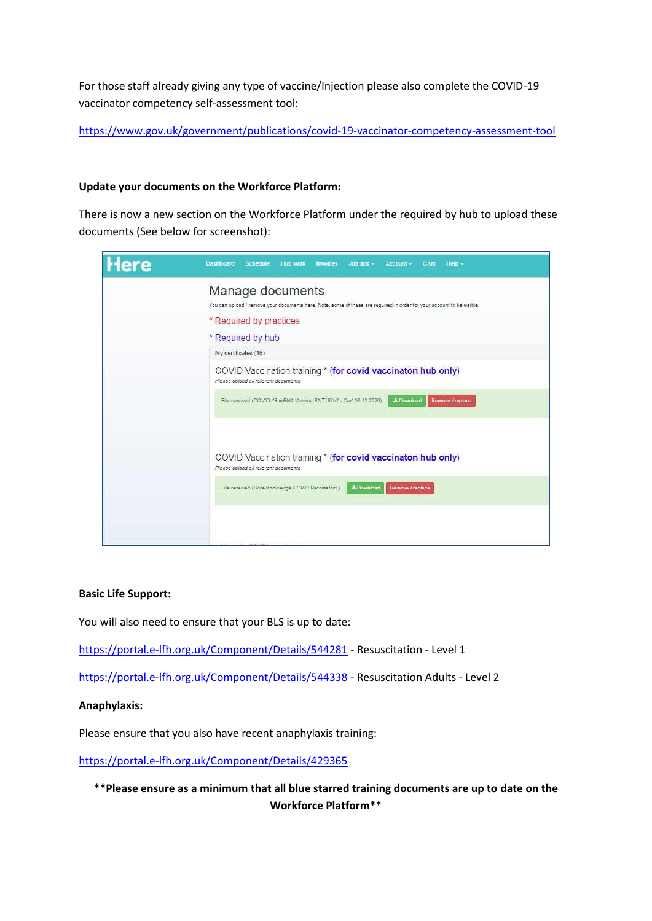For those staff already giving any type of vaccine/Injection please also complete the COVID-19 vaccinator competency self-assessment tool:

https://www.gov.uk/government/publications/covid-19-vaccinator-competency-assessment-tool

**Update your documents on the Workforce Platform:**

There is now a new section on the Workforce Platform under the required by hub to upload these documents (See below for screenshot):

**Basic Life Support:**

You will also need to ensure that your BLS is up to date:

https://portal.e-lfh.org.uk/Component/Details/544281 - Resuscitation - Level 1

https://portal.e-lfh.org.uk/Component/Details/544338 - Resuscitation Adults - Level 2

**Anaphylaxis:**

Please ensure that you also have recent anaphylaxis training:

https://portal.e-lfh.org.uk/Component/Details/429365

****Please ensure as a minimum that all blue starred training documents are up to date on the Workforce Platform****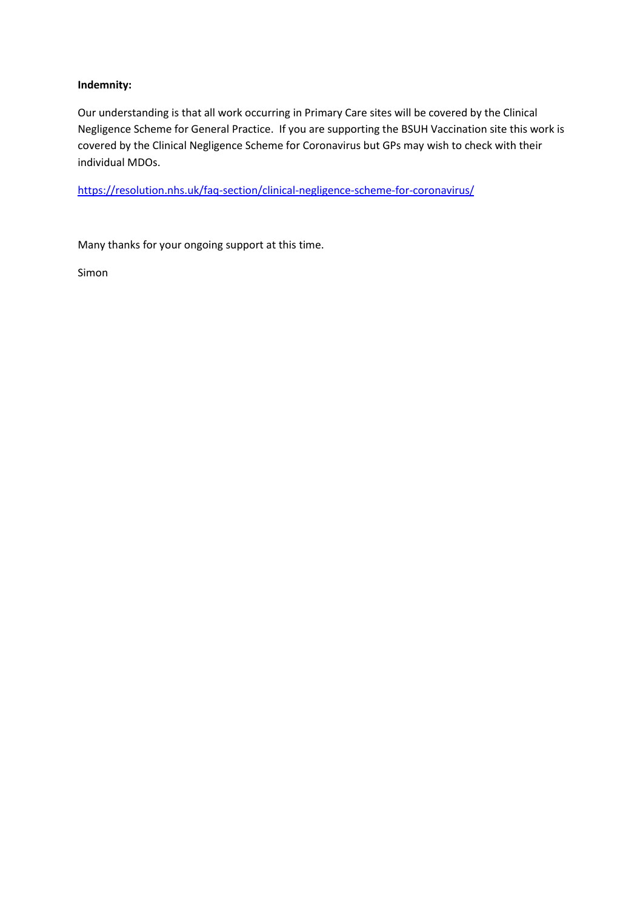**Indemnity:**

Our understanding is that all work occurring in Primary Care sites will be covered by the Clinical Negligence Scheme for General Practice. If you are supporting the BSUH Vaccination site this work is covered by the Clinical Negligence Scheme for Coronavirus but GPs may wish to check with their individual MDOs.

https://resolution.nhs.uk/faq-section/clinical-negligence-scheme-for-coronavirus/

Many thanks for your ongoing support at this time.

Simon